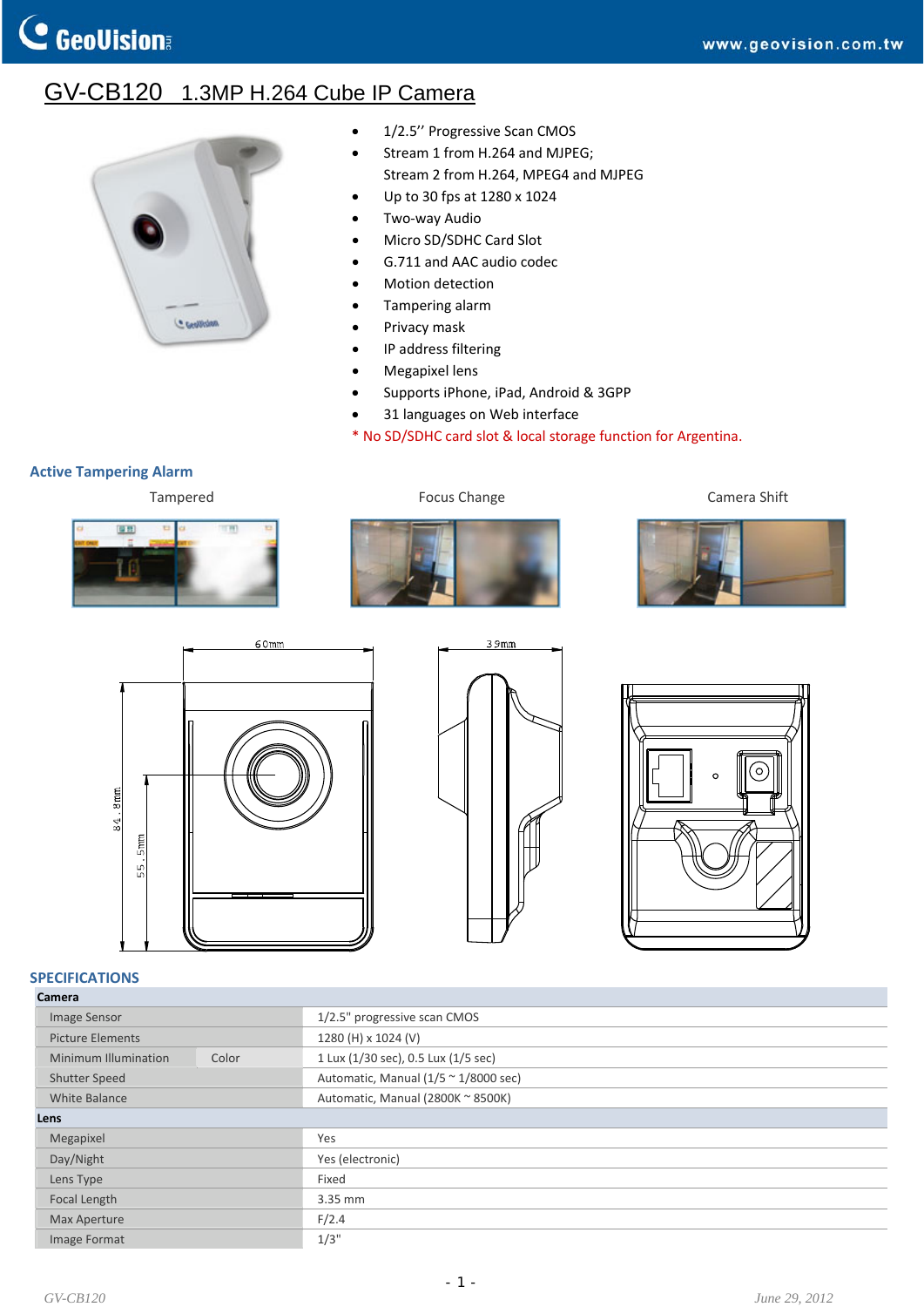# GV-CB120 1.3MP H.264 Cube IP Camera

- 1/2.5'' Progressive Scan CMOS
- Stream 1 from H.264 and MJPEG;
  Stream 2 from H.264, MPEG4 and MJPEG
- Up to 30 fps at 1280 x 1024
- Two-way Audio
- Micro SD/SDHC Card Slot
- G.711 and AAC audio codec
- Motion detection
- Tampering alarm
- Privacy mask
- IP address filtering
- Megapixel lens
- Supports iPhone, iPad, Android & 3GPP
- 31 languages on Web interface

\* No SD/SDHC card slot & local storage function for Argentina.

## Active Tampering Alarm

Tampered | Focus Change | Camera Shift

60mm | 39mm | 84.8mm | 55.5mm

## SPECIFICATIONS

| Camera | | |
|---|---|---|
| Image Sensor | | 1/2.5" progressive scan CMOS |
| Picture Elements | | 1280 (H) x 1024 (V) |
| Minimum Illumination | Color | 1 Lux (1/30 sec), 0.5 Lux (1/5 sec) |
| Shutter Speed | | Automatic, Manual (1/5 ~ 1/8000 sec) |
| White Balance | | Automatic, Manual (2800K ~ 8500K) |
| **Lens** | | |
| Megapixel | | Yes |
| Day/Night | | Yes (electronic) |
| Lens Type | | Fixed |
| Focal Length | | 3.35 mm |
| Max Aperture | | F/2.4 |
| Image Format | | 1/3" |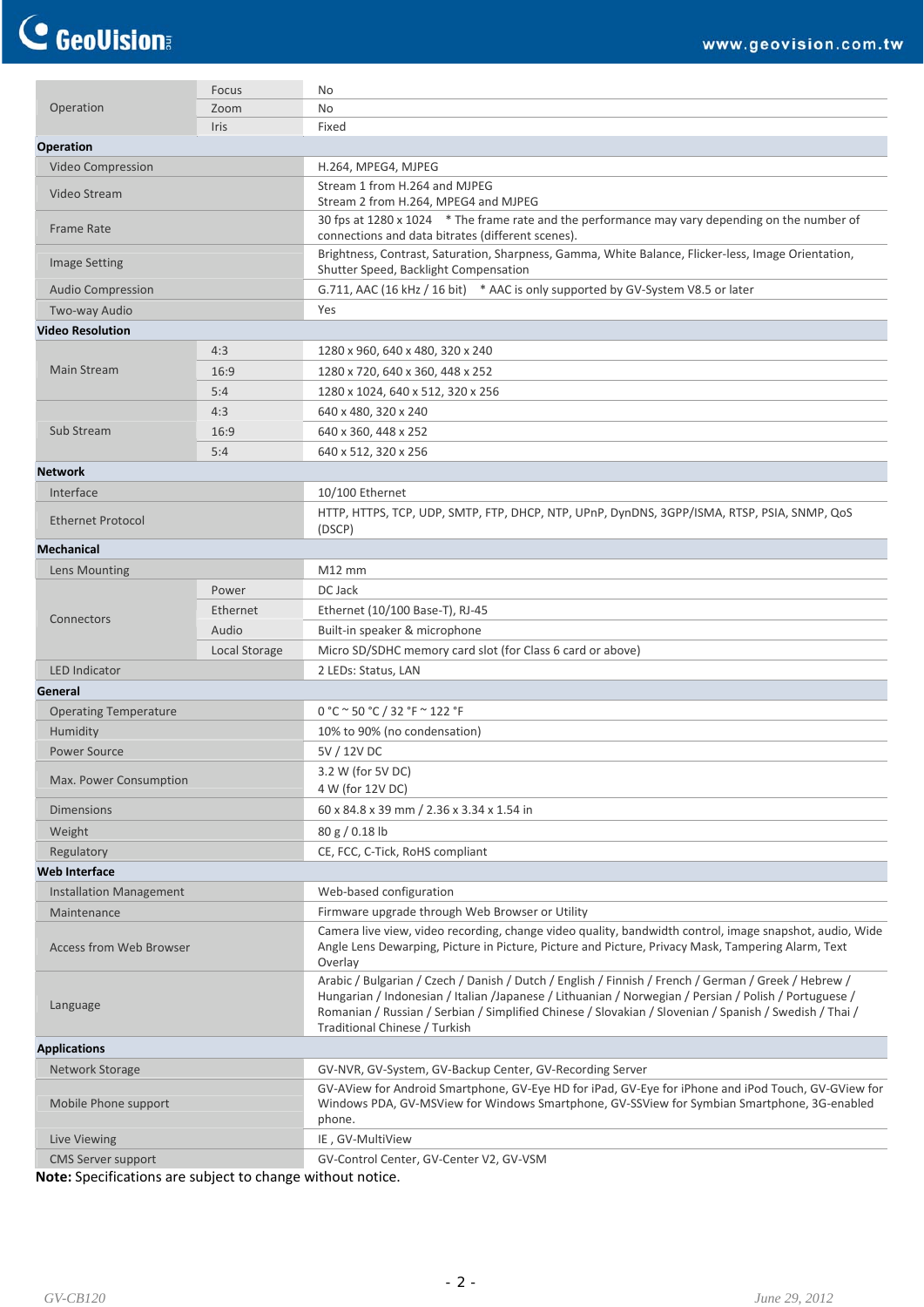| | | |
|---|---|---|
| Operation | Focus | No |
| | Zoom | No |
| | Iris | Fixed |
| **Operation** | | |
| Video Compression | | H.264, MPEG4, MJPEG |
| Video Stream | | Stream 1 from H.264 and MJPEG<br>Stream 2 from H.264, MPEG4 and MJPEG |
| Frame Rate | | 30 fps at 1280 x 1024 * The frame rate and the performance may vary depending on the number of connections and data bitrates (different scenes). |
| Image Setting | | Brightness, Contrast, Saturation, Sharpness, Gamma, White Balance, Flicker-less, Image Orientation, Shutter Speed, Backlight Compensation |
| Audio Compression | | G.711, AAC (16 kHz / 16 bit) * AAC is only supported by GV-System V8.5 or later |
| Two-way Audio | | Yes |
| **Video Resolution** | | |
| Main Stream | 4:3 | 1280 x 960, 640 x 480, 320 x 240 |
| | 16:9 | 1280 x 720, 640 x 360, 448 x 252 |
| | 5:4 | 1280 x 1024, 640 x 512, 320 x 256 |
| Sub Stream | 4:3 | 640 x 480, 320 x 240 |
| | 16:9 | 640 x 360, 448 x 252 |
| | 5:4 | 640 x 512, 320 x 256 |
| **Network** | | |
| Interface | | 10/100 Ethernet |
| Ethernet Protocol | | HTTP, HTTPS, TCP, UDP, SMTP, FTP, DHCP, NTP, UPnP, DynDNS, 3GPP/ISMA, RTSP, PSIA, SNMP, QoS (DSCP) |
| **Mechanical** | | |
| Lens Mounting | | M12 mm |
| Connectors | Power | DC Jack |
| | Ethernet | Ethernet (10/100 Base-T), RJ-45 |
| | Audio | Built-in speaker & microphone |
| | Local Storage | Micro SD/SDHC memory card slot (for Class 6 card or above) |
| LED Indicator | | 2 LEDs: Status, LAN |
| **General** | | |
| Operating Temperature | | 0 °C ~ 50 °C / 32 °F ~ 122 °F |
| Humidity | | 10% to 90% (no condensation) |
| Power Source | | 5V / 12V DC |
| Max. Power Consumption | | 3.2 W (for 5V DC)<br>4 W (for 12V DC) |
| Dimensions | | 60 x 84.8 x 39 mm / 2.36 x 3.34 x 1.54 in |
| Weight | | 80 g / 0.18 lb |
| Regulatory | | CE, FCC, C-Tick, RoHS compliant |
| **Web Interface** | | |
| Installation Management | | Web-based configuration |
| Maintenance | | Firmware upgrade through Web Browser or Utility |
| Access from Web Browser | | Camera live view, video recording, change video quality, bandwidth control, image snapshot, audio, Wide Angle Lens Dewarping, Picture in Picture, Picture and Picture, Privacy Mask, Tampering Alarm, Text Overlay |
| Language | | Arabic / Bulgarian / Czech / Danish / Dutch / English / Finnish / French / German / Greek / Hebrew / Hungarian / Indonesian / Italian /Japanese / Lithuanian / Norwegian / Persian / Polish / Portuguese / Romanian / Russian / Serbian / Simplified Chinese / Slovakian / Slovenian / Spanish / Swedish / Thai / Traditional Chinese / Turkish |
| **Applications** | | |
| Network Storage | | GV-NVR, GV-System, GV-Backup Center, GV-Recording Server |
| Mobile Phone support | | GV-AView for Android Smartphone, GV-Eye HD for iPad, GV-Eye for iPhone and iPod Touch, GV-GView for Windows PDA, GV-MSView for Windows Smartphone, GV-SSView for Symbian Smartphone, 3G-enabled phone. |
| Live Viewing | | IE , GV-MultiView |
| CMS Server support | | GV-Control Center, GV-Center V2, GV-VSM |

**Note:** Specifications are subject to change without notice.